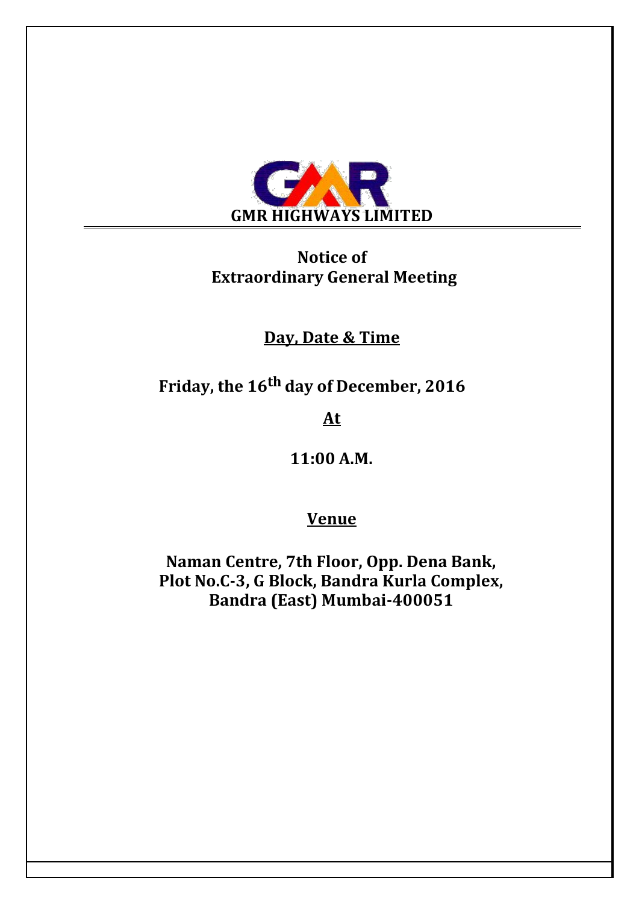# GMR HIGHWAYS LIMITED

## Notice of Extraordinary General Meeting

**Day, Date & Time**

**Friday, the 16th day of December, 2016**

**At**

**11:00 A.M.**

**Venue**

**Naman Centre, 7th Floor, Opp. Dena Bank,
Plot No.C-3, G Block, Bandra Kurla Complex,
Bandra (East) Mumbai-400051**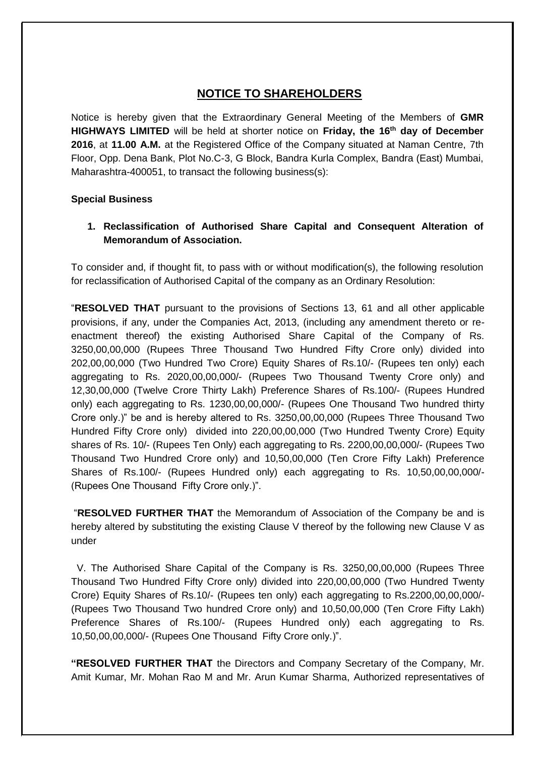## NOTICE TO SHAREHOLDERS

Notice is hereby given that the Extraordinary General Meeting of the Members of **GMR HIGHWAYS LIMITED** will be held at shorter notice on **Friday, the 16th day of December 2016**, at **11.00 A.M.** at the Registered Office of the Company situated at Naman Centre, 7th Floor, Opp. Dena Bank, Plot No.C-3, G Block, Bandra Kurla Complex, Bandra (East) Mumbai, Maharashtra-400051, to transact the following business(s):

**Special Business**

1. **Reclassification of Authorised Share Capital and Consequent Alteration of Memorandum of Association.**

To consider and, if thought fit, to pass with or without modification(s), the following resolution for reclassification of Authorised Capital of the company as an Ordinary Resolution:

"**RESOLVED THAT** pursuant to the provisions of Sections 13, 61 and all other applicable provisions, if any, under the Companies Act, 2013, (including any amendment thereto or re-enactment thereof) the existing Authorised Share Capital of the Company of Rs. 3250,00,00,000 (Rupees Three Thousand Two Hundred Fifty Crore only) divided into 202,00,00,000 (Two Hundred Two Crore) Equity Shares of Rs.10/- (Rupees ten only) each aggregating to Rs. 2020,00,00,000/- (Rupees Two Thousand Twenty Crore only) and 12,30,00,000 (Twelve Crore Thirty Lakh) Preference Shares of Rs.100/- (Rupees Hundred only) each aggregating to Rs. 1230,00,00,000/- (Rupees One Thousand Two hundred thirty Crore only.)" be and is hereby altered to Rs. 3250,00,00,000 (Rupees Three Thousand Two Hundred Fifty Crore only) divided into 220,00,00,000 (Two Hundred Twenty Crore) Equity shares of Rs. 10/- (Rupees Ten Only) each aggregating to Rs. 2200,00,00,000/- (Rupees Two Thousand Two Hundred Crore only) and 10,50,00,000 (Ten Crore Fifty Lakh) Preference Shares of Rs.100/- (Rupees Hundred only) each aggregating to Rs. 10,50,00,00,000/- (Rupees One Thousand Fifty Crore only.)".

"**RESOLVED FURTHER THAT** the Memorandum of Association of the Company be and is hereby altered by substituting the existing Clause V thereof by the following new Clause V as under

V. The Authorised Share Capital of the Company is Rs. 3250,00,00,000 (Rupees Three Thousand Two Hundred Fifty Crore only) divided into 220,00,00,000 (Two Hundred Twenty Crore) Equity Shares of Rs.10/- (Rupees ten only) each aggregating to Rs.2200,00,00,000/- (Rupees Two Thousand Two hundred Crore only) and 10,50,00,000 (Ten Crore Fifty Lakh) Preference Shares of Rs.100/- (Rupees Hundred only) each aggregating to Rs. 10,50,00,00,000/- (Rupees One Thousand Fifty Crore only.)".

"**RESOLVED FURTHER THAT** the Directors and Company Secretary of the Company, Mr. Amit Kumar, Mr. Mohan Rao M and Mr. Arun Kumar Sharma, Authorized representatives of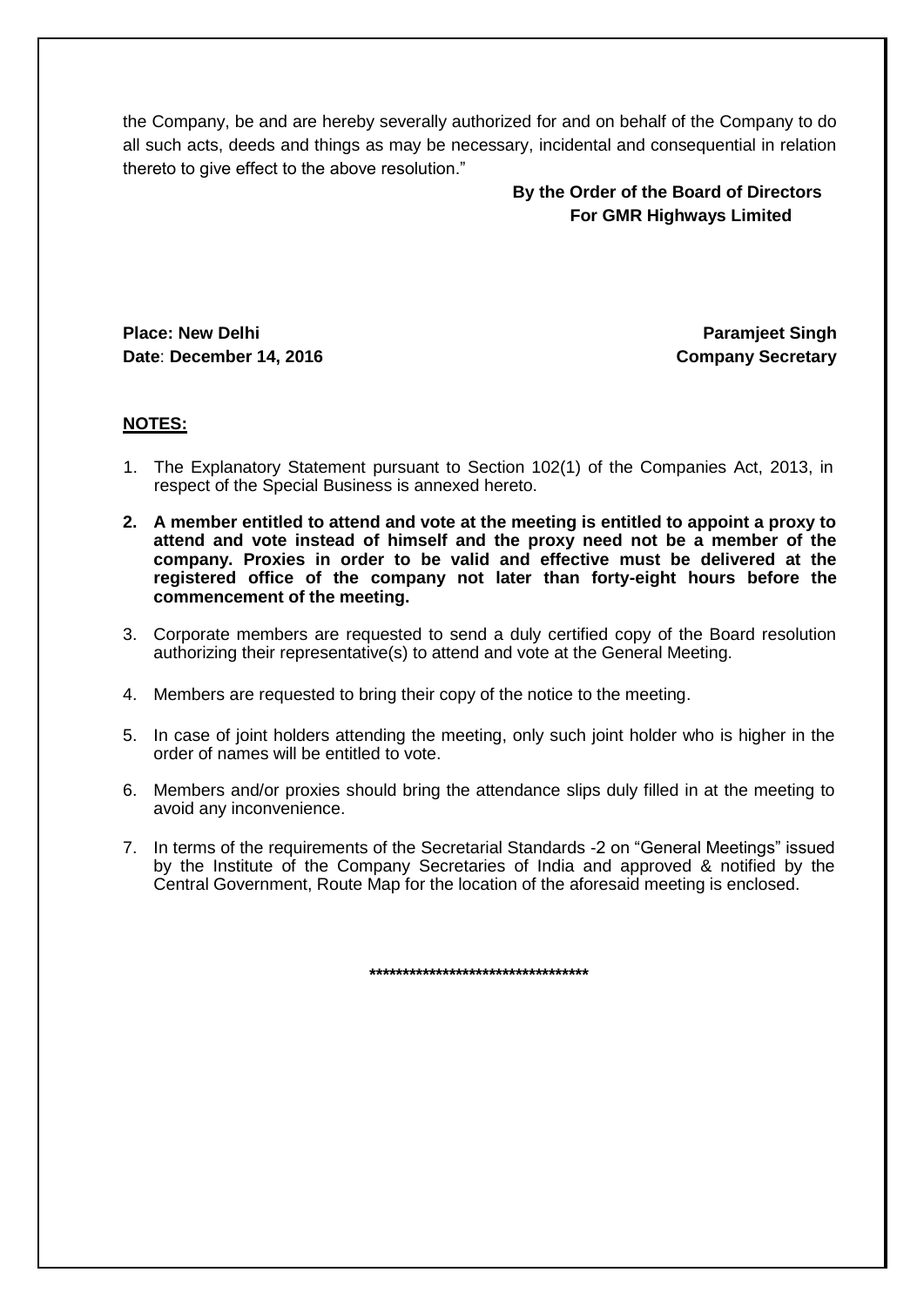the Company, be and are hereby severally authorized for and on behalf of the Company to do all such acts, deeds and things as may be necessary, incidental and consequential in relation thereto to give effect to the above resolution."

**By the Order of the Board of Directors**
**For GMR Highways Limited**

**Place: New Delhi**
**Date: December 14, 2016**

**Paramjeet Singh**
**Company Secretary**

**NOTES:**

1. The Explanatory Statement pursuant to Section 102(1) of the Companies Act, 2013, in respect of the Special Business is annexed hereto.
2. **A member entitled to attend and vote at the meeting is entitled to appoint a proxy to attend and vote instead of himself and the proxy need not be a member of the company. Proxies in order to be valid and effective must be delivered at the registered office of the company not later than forty-eight hours before the commencement of the meeting.**
3. Corporate members are requested to send a duly certified copy of the Board resolution authorizing their representative(s) to attend and vote at the General Meeting.
4. Members are requested to bring their copy of the notice to the meeting.
5. In case of joint holders attending the meeting, only such joint holder who is higher in the order of names will be entitled to vote.
6. Members and/or proxies should bring the attendance slips duly filled in at the meeting to avoid any inconvenience.
7. In terms of the requirements of the Secretarial Standards -2 on "General Meetings" issued by the Institute of the Company Secretaries of India and approved & notified by the Central Government, Route Map for the location of the aforesaid meeting is enclosed.

**********************************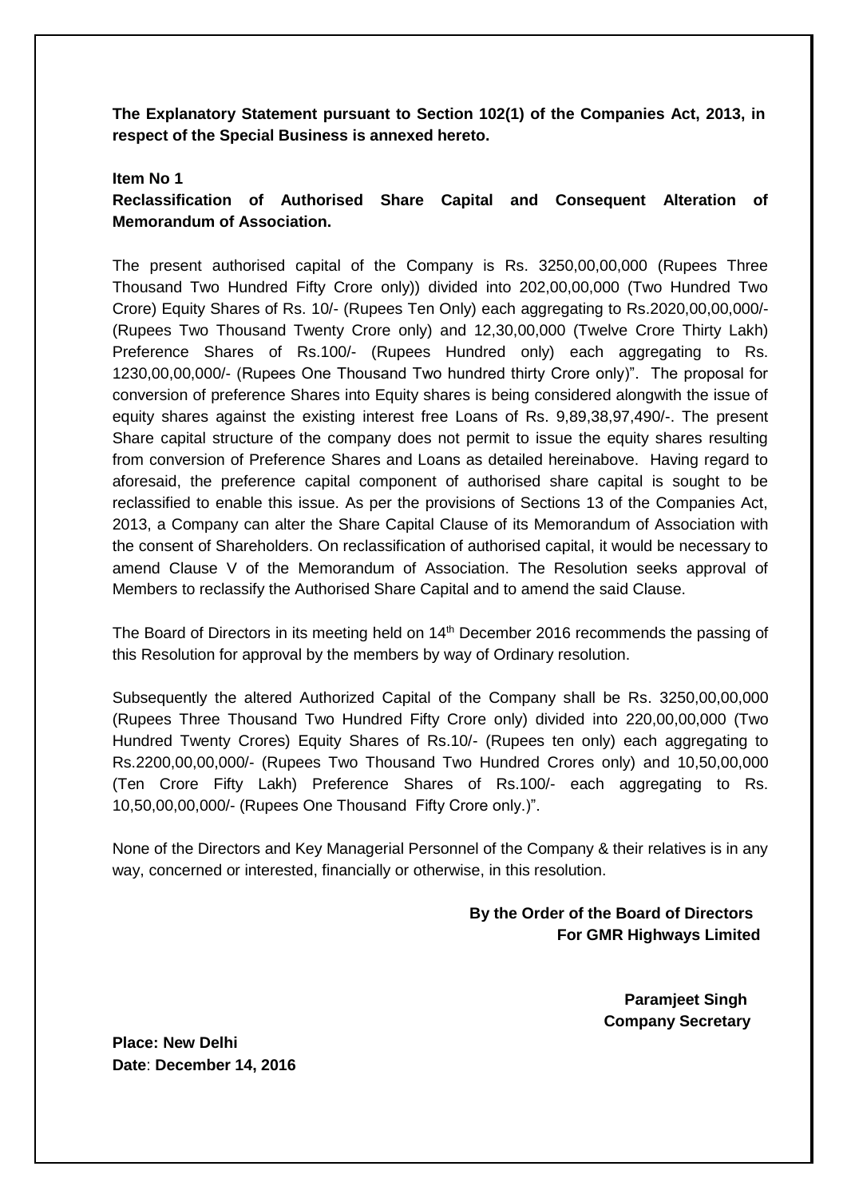**The Explanatory Statement pursuant to Section 102(1) of the Companies Act, 2013, in respect of the Special Business is annexed hereto.**

**Item No 1**

**Reclassification of Authorised Share Capital and Consequent Alteration of Memorandum of Association.**

The present authorised capital of the Company is Rs. 3250,00,00,000 (Rupees Three Thousand Two Hundred Fifty Crore only)) divided into 202,00,00,000 (Two Hundred Two Crore) Equity Shares of Rs. 10/- (Rupees Ten Only) each aggregating to Rs.2020,00,00,000/- (Rupees Two Thousand Twenty Crore only) and 12,30,00,000 (Twelve Crore Thirty Lakh) Preference Shares of Rs.100/- (Rupees Hundred only) each aggregating to Rs. 1230,00,00,000/- (Rupees One Thousand Two hundred thirty Crore only)". The proposal for conversion of preference Shares into Equity shares is being considered alongwith the issue of equity shares against the existing interest free Loans of Rs. 9,89,38,97,490/-. The present Share capital structure of the company does not permit to issue the equity shares resulting from conversion of Preference Shares and Loans as detailed hereinabove. Having regard to aforesaid, the preference capital component of authorised share capital is sought to be reclassified to enable this issue. As per the provisions of Sections 13 of the Companies Act, 2013, a Company can alter the Share Capital Clause of its Memorandum of Association with the consent of Shareholders. On reclassification of authorised capital, it would be necessary to amend Clause V of the Memorandum of Association. The Resolution seeks approval of Members to reclassify the Authorised Share Capital and to amend the said Clause.

The Board of Directors in its meeting held on 14th December 2016 recommends the passing of this Resolution for approval by the members by way of Ordinary resolution.

Subsequently the altered Authorized Capital of the Company shall be Rs. 3250,00,00,000 (Rupees Three Thousand Two Hundred Fifty Crore only) divided into 220,00,00,000 (Two Hundred Twenty Crores) Equity Shares of Rs.10/- (Rupees ten only) each aggregating to Rs.2200,00,00,000/- (Rupees Two Thousand Two Hundred Crores only) and 10,50,00,000 (Ten Crore Fifty Lakh) Preference Shares of Rs.100/- each aggregating to Rs. 10,50,00,00,000/- (Rupees One Thousand Fifty Crore only.)".

None of the Directors and Key Managerial Personnel of the Company & their relatives is in any way, concerned or interested, financially or otherwise, in this resolution.

**By the Order of the Board of Directors**
**For GMR Highways Limited**

**Paramjeet Singh**
**Company Secretary**

**Place: New Delhi**
**Date**: **December 14, 2016**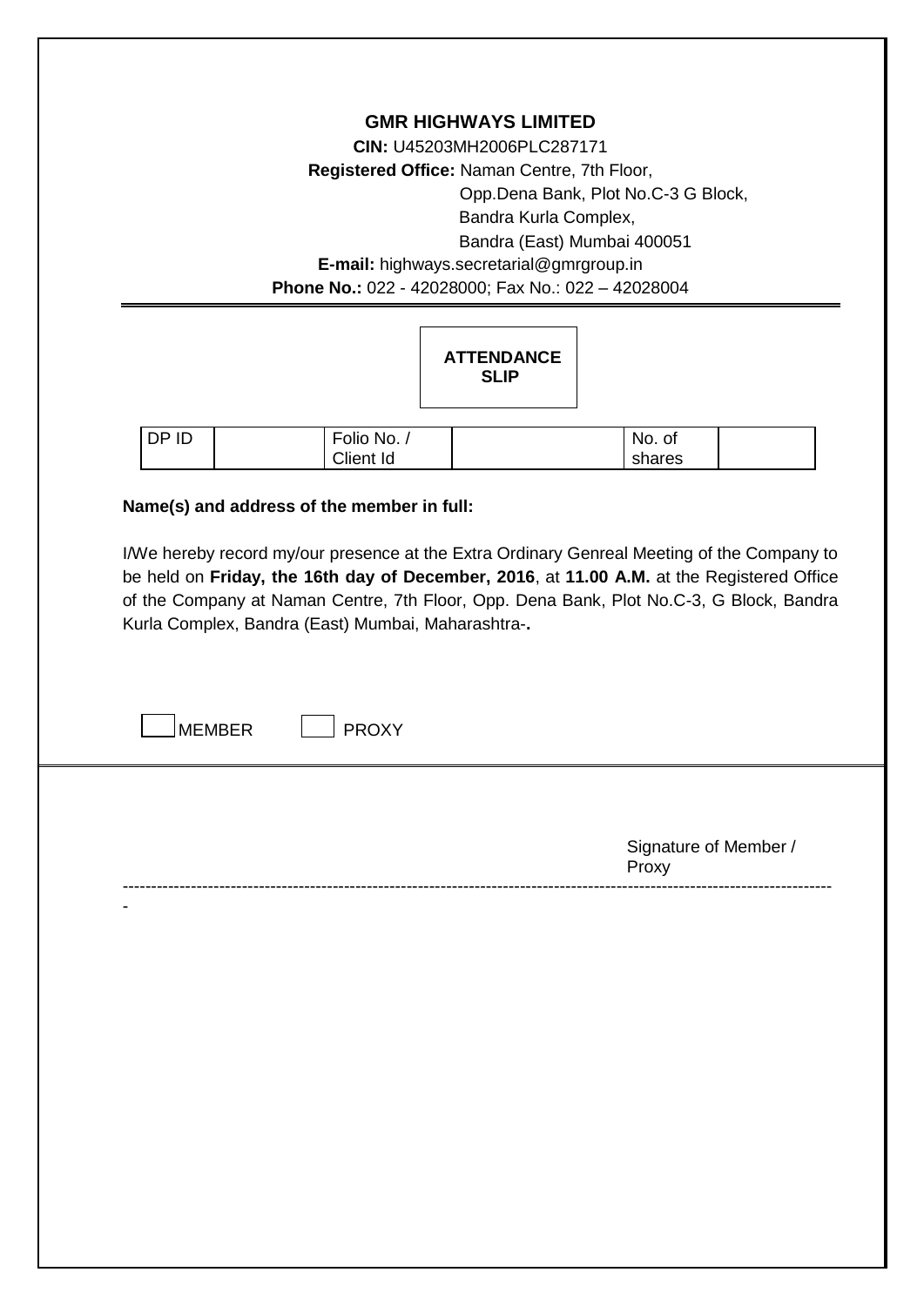# GMR HIGHWAYS LIMITED

**CIN:** U45203MH2006PLC287171

**Registered Office:** Naman Centre, 7th Floor,
Opp.Dena Bank, Plot No.C-3 G Block,
Bandra Kurla Complex,
Bandra (East) Mumbai 400051

**E-mail:** highways.secretarial@gmrgroup.in

**Phone No.:** 022 - 42028000; Fax No.: 022 – 42028004

## ATTENDANCE SLIP

| DP ID | | Folio No. / Client Id | | No. of shares | |
|---|---|---|---|---|---|

**Name(s) and address of the member in full:**

I/We hereby record my/our presence at the Extra Ordinary Genreal Meeting of the Company to be held on **Friday, the 16th day of December, 2016**, at **11.00 A.M.** at the Registered Office of the Company at Naman Centre, 7th Floor, Opp. Dena Bank, Plot No.C-3, G Block, Bandra Kurla Complex, Bandra (East) Mumbai, Maharashtra-**.**

☐ MEMBER ☐ PROXY

Signature of Member / Proxy

-------------------------------------------------------------------------------------------------------------------------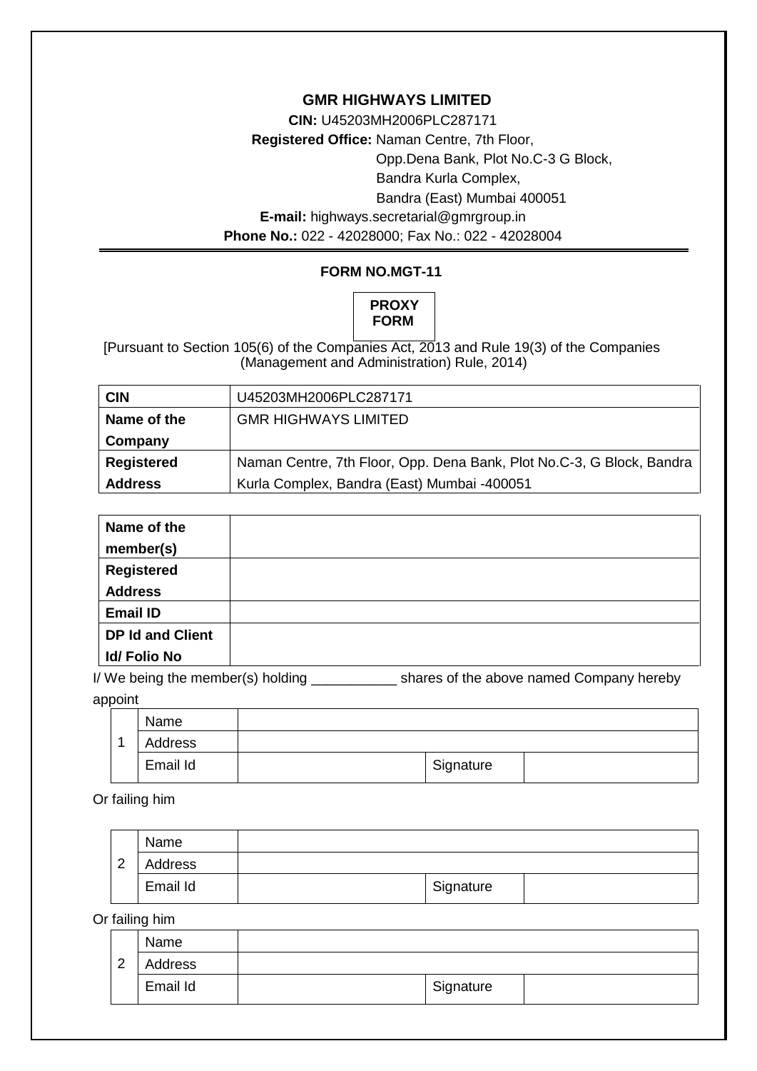# GMR HIGHWAYS LIMITED

**CIN:** U45203MH2006PLC287171

**Registered Office:** Naman Centre, 7th Floor,
Opp.Dena Bank, Plot No.C-3 G Block,
Bandra Kurla Complex,
Bandra (East) Mumbai 400051

**E-mail:** highways.secretarial@gmrgroup.in

**Phone No.:** 022 - 42028000; Fax No.: 022 - 42028004

---

## FORM NO.MGT-11

**PROXY FORM**

[Pursuant to Section 105(6) of the Companies Act, 2013 and Rule 19(3) of the Companies (Management and Administration) Rule, 2014)

| | |
|---|---|
| **CIN** | U45203MH2006PLC287171 |
| **Name of the Company** | GMR HIGHWAYS LIMITED |
| **Registered Address** | Naman Centre, 7th Floor, Opp. Dena Bank, Plot No.C-3, G Block, Bandra Kurla Complex, Bandra (East) Mumbai -400051 |

| | |
|---|---|
| **Name of the member(s)** | |
| **Registered Address** | |
| **Email ID** | |
| **DP Id and Client Id/ Folio No** | |

I/ We being the member(s) holding ___________ shares of the above named Company hereby appoint

| | | | | |
|---|---|---|---|---|
| 1 | Name | | | |
| | Address | | | |
| | Email Id | | Signature | |

Or failing him

| | | | | |
|---|---|---|---|---|
| 2 | Name | | | |
| | Address | | | |
| | Email Id | | Signature | |

Or failing him

| | | | | |
|---|---|---|---|---|
| 2 | Name | | | |
| | Address | | | |
| | Email Id | | Signature | |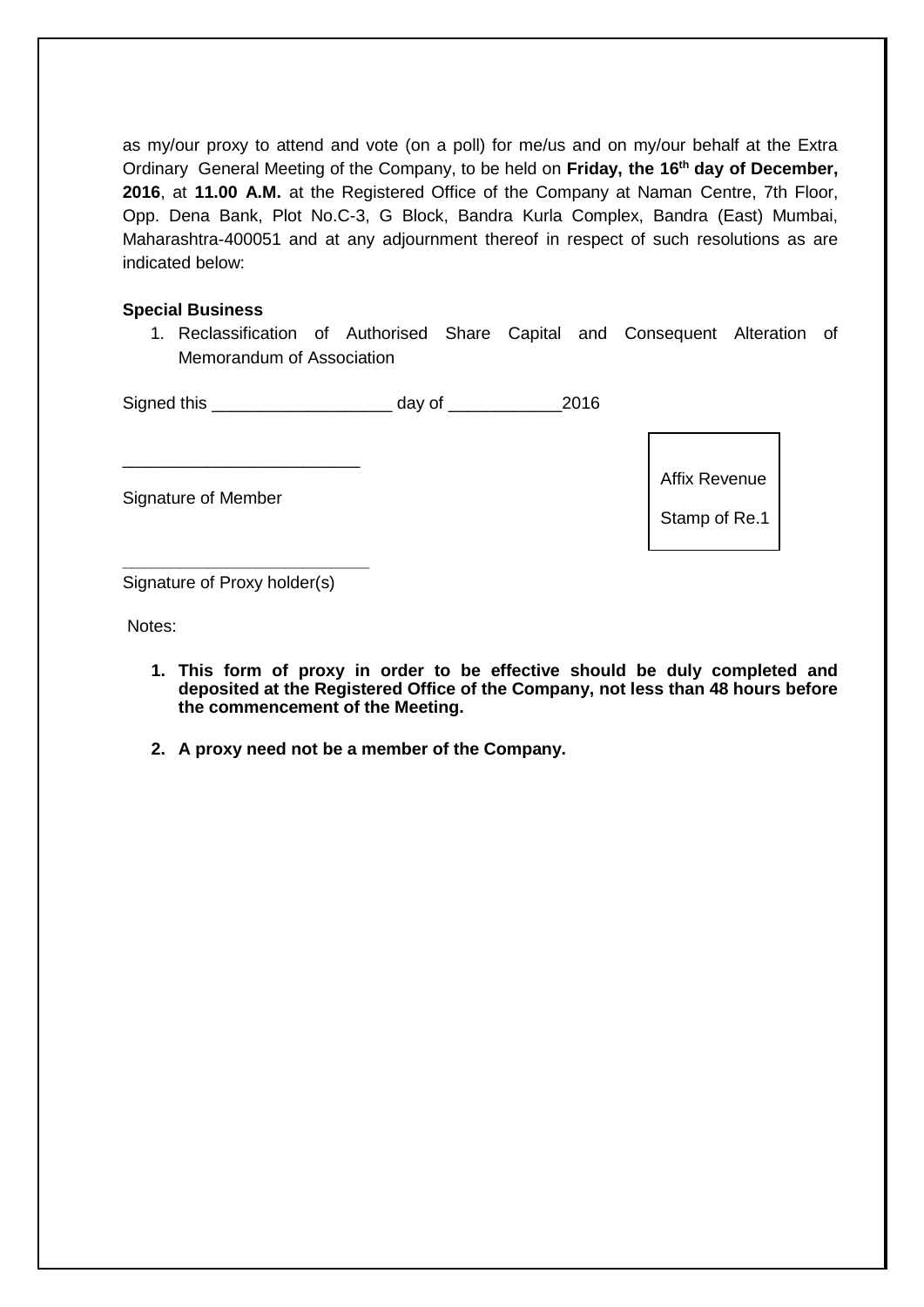as my/our proxy to attend and vote (on a poll) for me/us and on my/our behalf at the Extra Ordinary General Meeting of the Company, to be held on **Friday, the 16th day of December, 2016**, at **11.00 A.M.** at the Registered Office of the Company at Naman Centre, 7th Floor, Opp. Dena Bank, Plot No.C-3, G Block, Bandra Kurla Complex, Bandra (East) Mumbai, Maharashtra-400051 and at any adjournment thereof in respect of such resolutions as are indicated below:

**Special Business**

1. Reclassification of Authorised Share Capital and Consequent Alteration of Memorandum of Association

Signed this ___________________ day of ____________2016

_________________________

Signature of Member

Affix Revenue Stamp of Re.1

_________________________

Signature of Proxy holder(s)

Notes:

1. **This form of proxy in order to be effective should be duly completed and deposited at the Registered Office of the Company, not less than 48 hours before the commencement of the Meeting.**
2. **A proxy need not be a member of the Company.**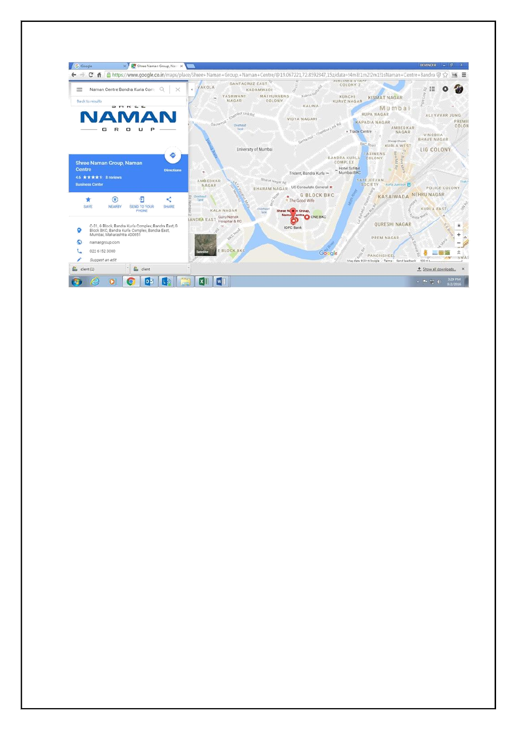Shree Naman Group, Naman Centre

4.6 ★★★★★ 8 reviews

Business Center

C-31, G Block, Bandra Kurla Complex, Bandra East, G Block BKC, Bandra Kurla Complex, Bandra East, Mumbai, Maharashtra 400051

namangroup.com

022 6152 3000